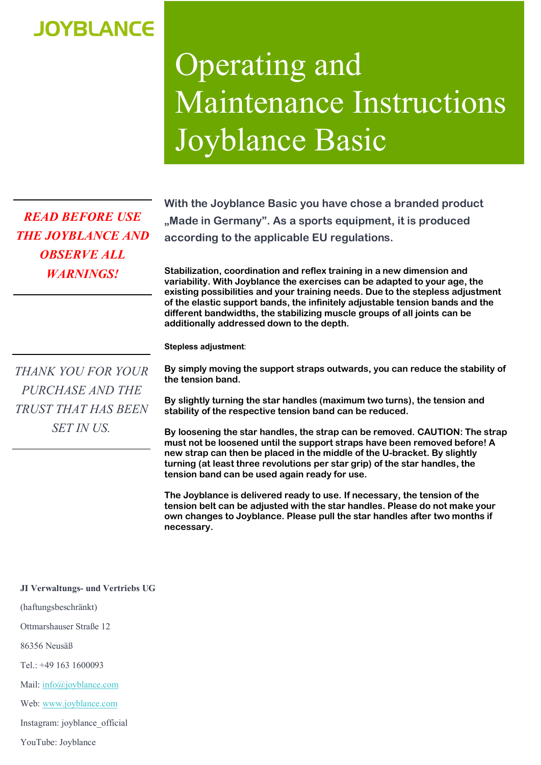JOYBLANCE

# Operating and Maintenance Instructions Joyblance Basic

***READ BEFORE USE THE JOYBLANCE AND OBSERVE ALL WARNINGS!***

*THANK YOU FOR YOUR PURCHASE AND THE TRUST THAT HAS BEEN SET IN US.*

**With the Joyblance Basic you have chose a branded product „Made in Germany". As a sports equipment, it is produced according to the applicable EU regulations.**

**Stabilization, coordination and reflex training in a new dimension and variability. With Joyblance the exercises can be adapted to your age, the existing possibilities and your training needs. Due to the stepless adjustment of the elastic support bands, the infinitely adjustable tension bands and the different bandwidths, the stabilizing muscle groups of all joints can be additionally addressed down to the depth.**

**Stepless adjustment**:

**By simply moving the support straps outwards, you can reduce the stability of the tension band.**

**By slightly turning the star handles (maximum two turns), the tension and stability of the respective tension band can be reduced.**

**By loosening the star handles, the strap can be removed. CAUTION: The strap must not be loosened until the support straps have been removed before! A new strap can then be placed in the middle of the U-bracket. By slightly turning (at least three revolutions per star grip) of the star handles, the tension band can be used again ready for use.**

**The Joyblance is delivered ready to use. If necessary, the tension of the tension belt can be adjusted with the star handles. Please do not make your own changes to Joyblance. Please pull the star handles after two months if necessary.**

**JI Verwaltungs- und Vertriebs UG**

(haftungsbeschränkt)

Ottmarshauser Straße 12

86356 Neusäß

Tel.: +49 163 1600093

Mail: info@joyblance.com

Web: www.joyblance.com

Instagram: joyblance_official

YouTube: Joyblance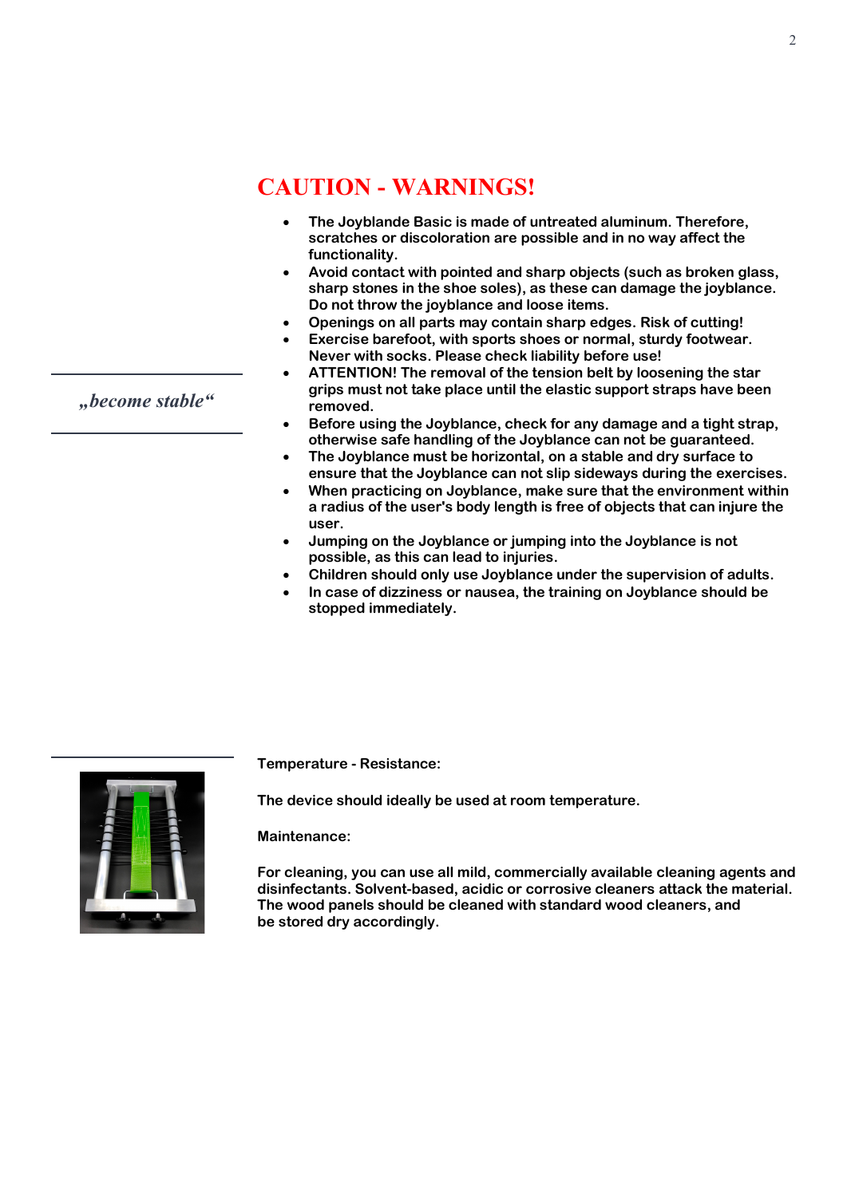# CAUTION - WARNINGS!

*„become stable"*

- **The Joyblande Basic is made of untreated aluminum. Therefore, scratches or discoloration are possible and in no way affect the functionality.**
- **Avoid contact with pointed and sharp objects (such as broken glass, sharp stones in the shoe soles), as these can damage the joyblance. Do not throw the joyblance and loose items.**
- **Openings on all parts may contain sharp edges. Risk of cutting!**
- **Exercise barefoot, with sports shoes or normal, sturdy footwear. Never with socks. Please check liability before use!**
- **ATTENTION! The removal of the tension belt by loosening the star grips must not take place until the elastic support straps have been removed.**
- **Before using the Joyblance, check for any damage and a tight strap, otherwise safe handling of the Joyblance can not be guaranteed.**
- **The Joyblance must be horizontal, on a stable and dry surface to ensure that the Joyblance can not slip sideways during the exercises.**
- **When practicing on Joyblance, make sure that the environment within a radius of the user's body length is free of objects that can injure the user.**
- **Jumping on the Joyblance or jumping into the Joyblance is not possible, as this can lead to injuries.**
- **Children should only use Joyblance under the supervision of adults.**
- **In case of dizziness or nausea, the training on Joyblance should be stopped immediately.**

**Temperature - Resistance:**

**The device should ideally be used at room temperature.**

**Maintenance:**

**For cleaning, you can use all mild, commercially available cleaning agents and disinfectants. Solvent-based, acidic or corrosive cleaners attack the material. The wood panels should be cleaned with standard wood cleaners, and be stored dry accordingly.**